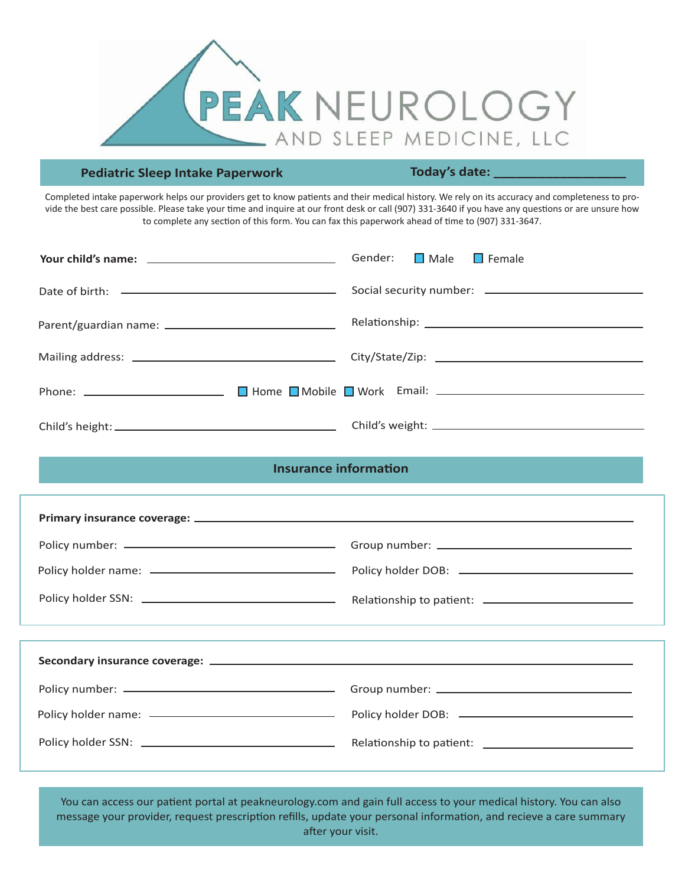# PEAK NEUROLOGY AND SLEEP MEDICINE, LLC

**Pediatric Sleep Intake Paperwork** **Today's date: ___________________**

Completed intake paperwork helps our providers get to know patients and their medical history. We rely on its accuracy and completeness to provide the best care possible. Please take your time and inquire at our front desk or call (907) 331-3640 if you have any questions or are unsure how to complete any section of this form. You can fax this paperwork ahead of time to (907) 331-3647.

**Your child's name:** ______________________________ Gender: ☐ Male ☐ Female

Date of birth: ______________________________ Social security number: ______________________________

Parent/guardian name: ______________________________ Relationship: ______________________________

Mailing address: ______________________________ City/State/Zip: ______________________________

Phone: ____________________ ☐ Home ☐ Mobile ☐ Work Email: ______________________________

Child's height: ______________________________ Child's weight: ______________________________

## Insurance information

**Primary insurance coverage:** ______________________________________________________________

Policy number: ______________________________ Group number: ______________________________

Policy holder name: ______________________________ Policy holder DOB: ______________________________

Policy holder SSN: ______________________________ Relationship to patient: ______________________________

**Secondary insurance coverage:** ______________________________________________________________

Policy number: ______________________________ Group number: ______________________________

Policy holder name: ______________________________ Policy holder DOB: ______________________________

Policy holder SSN: ______________________________ Relationship to patient: ______________________________

You can access our patient portal at peakneurology.com and gain full access to your medical history. You can also message your provider, request prescription refills, update your personal information, and recieve a care summary after your visit.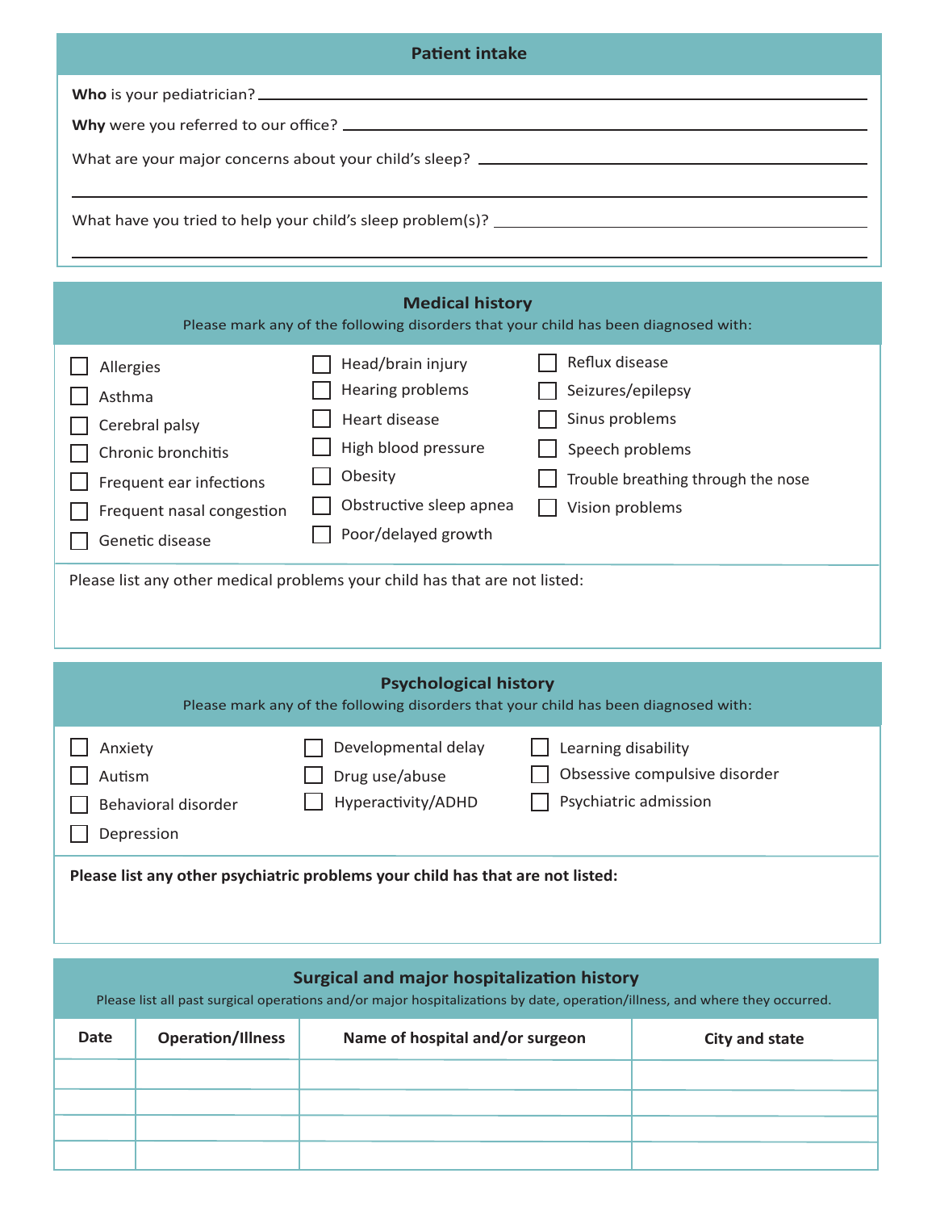## Patient intake

**Who** is your pediatrician? ______________________________

**Why** were you referred to our office? ______________________________

What are your major concerns about your child's sleep? ______________________________

______________________________

What have you tried to help your child's sleep problem(s)? ______________________________

______________________________

## Medical history

Please mark any of the following disorders that your child has been diagnosed with:

- ☐ Allergies
- ☐ Asthma
- ☐ Cerebral palsy
- ☐ Chronic bronchitis
- ☐ Frequent ear infections
- ☐ Frequent nasal congestion
- ☐ Genetic disease
- ☐ Head/brain injury
- ☐ Hearing problems
- ☐ Heart disease
- ☐ High blood pressure
- ☐ Obesity
- ☐ Obstructive sleep apnea
- ☐ Poor/delayed growth
- ☐ Reflux disease
- ☐ Seizures/epilepsy
- ☐ Sinus problems
- ☐ Speech problems
- ☐ Trouble breathing through the nose
- ☐ Vision problems

Please list any other medical problems your child has that are not listed:

## Psychological history

Please mark any of the following disorders that your child has been diagnosed with:

- ☐ Anxiety
- ☐ Autism
- ☐ Behavioral disorder
- ☐ Depression
- ☐ Developmental delay
- ☐ Drug use/abuse
- ☐ Hyperactivity/ADHD
- ☐ Learning disability
- ☐ Obsessive compulsive disorder
- ☐ Psychiatric admission

**Please list any other psychiatric problems your child has that are not listed:**

## Surgical and major hospitalization history

Please list all past surgical operations and/or major hospitalizations by date, operation/illness, and where they occurred.

| Date | Operation/Illness | Name of hospital and/or surgeon | City and state |
|---|---|---|---|
| | | | |
| | | | |
| | | | |
| | | | |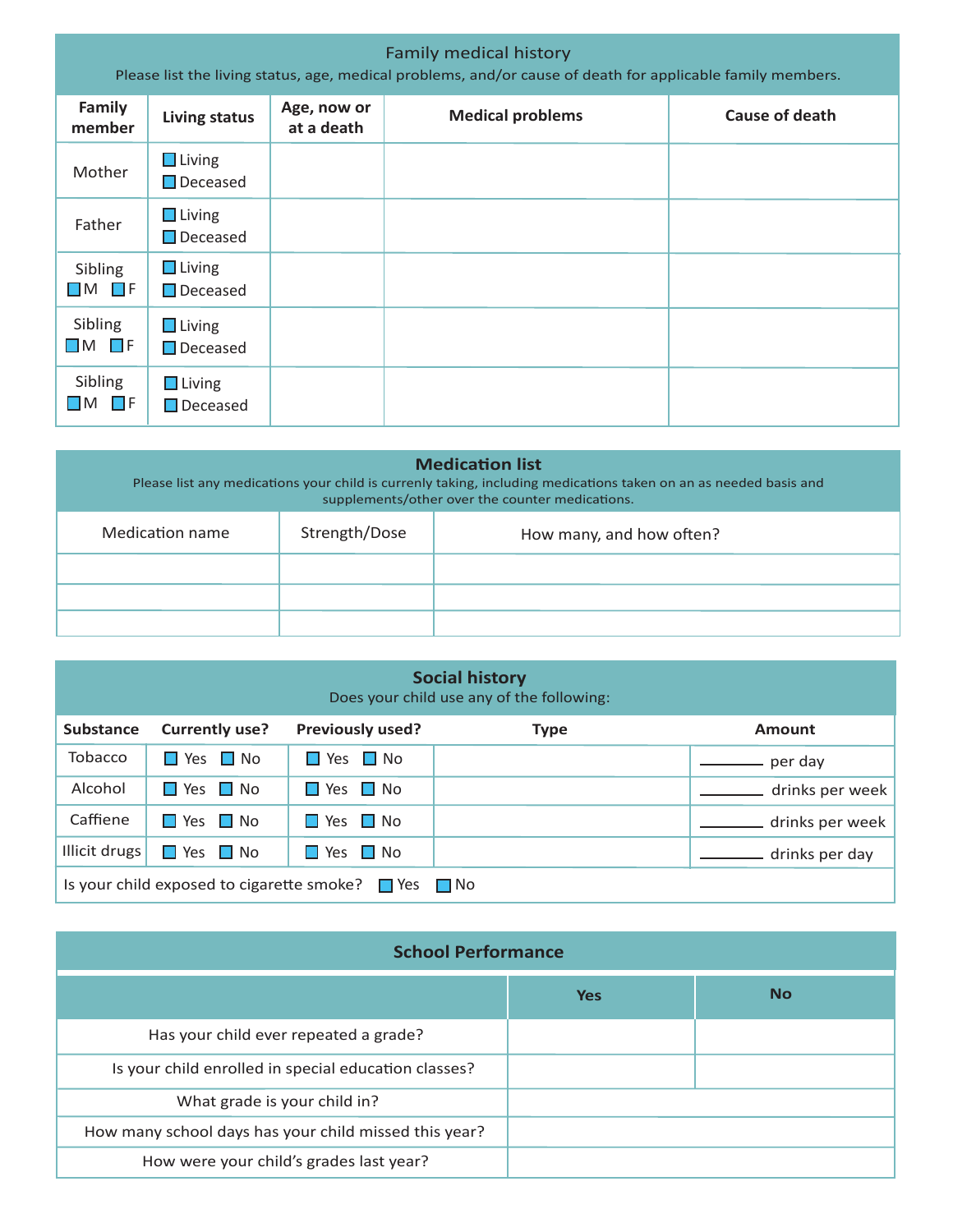## Family medical history

Please list the living status, age, medical problems, and/or cause of death for applicable family members.

| Family member | Living status | Age, now or at a death | Medical problems | Cause of death |
|---|---|---|---|---|
| Mother | ☐ Living ☐ Deceased | | | |
| Father | ☐ Living ☐ Deceased | | | |
| Sibling ☐ M ☐ F | ☐ Living ☐ Deceased | | | |
| Sibling ☐ M ☐ F | ☐ Living ☐ Deceased | | | |
| Sibling ☐ M ☐ F | ☐ Living ☐ Deceased | | | |

## Medication list

Please list any medications your child is currenly taking, including medications taken on an as needed basis and supplements/other over the counter medications.

| Medication name | Strength/Dose | How many, and how often? |
|---|---|---|
| | | |
| | | |
| | | |

## Social history

Does your child use any of the following:

| Substance | Currently use? | Previously used? | Type | Amount |
|---|---|---|---|---|
| Tobacco | ☐ Yes ☐ No | ☐ Yes ☐ No | | ______ per day |
| Alcohol | ☐ Yes ☐ No | ☐ Yes ☐ No | | ______ drinks per week |
| Caffiene | ☐ Yes ☐ No | ☐ Yes ☐ No | | ______ drinks per week |
| Illicit drugs | ☐ Yes ☐ No | ☐ Yes ☐ No | | ______ drinks per day |
| Is your child exposed to cigarette smoke? ☐ Yes ☐ No | | | | |

## School Performance

| | Yes | No |
|---|---|---|
| Has your child ever repeated a grade? | | |
| Is your child enrolled in special education classes? | | |
| What grade is your child in? | | |
| How many school days has your child missed this year? | | |
| How were your child's grades last year? | | |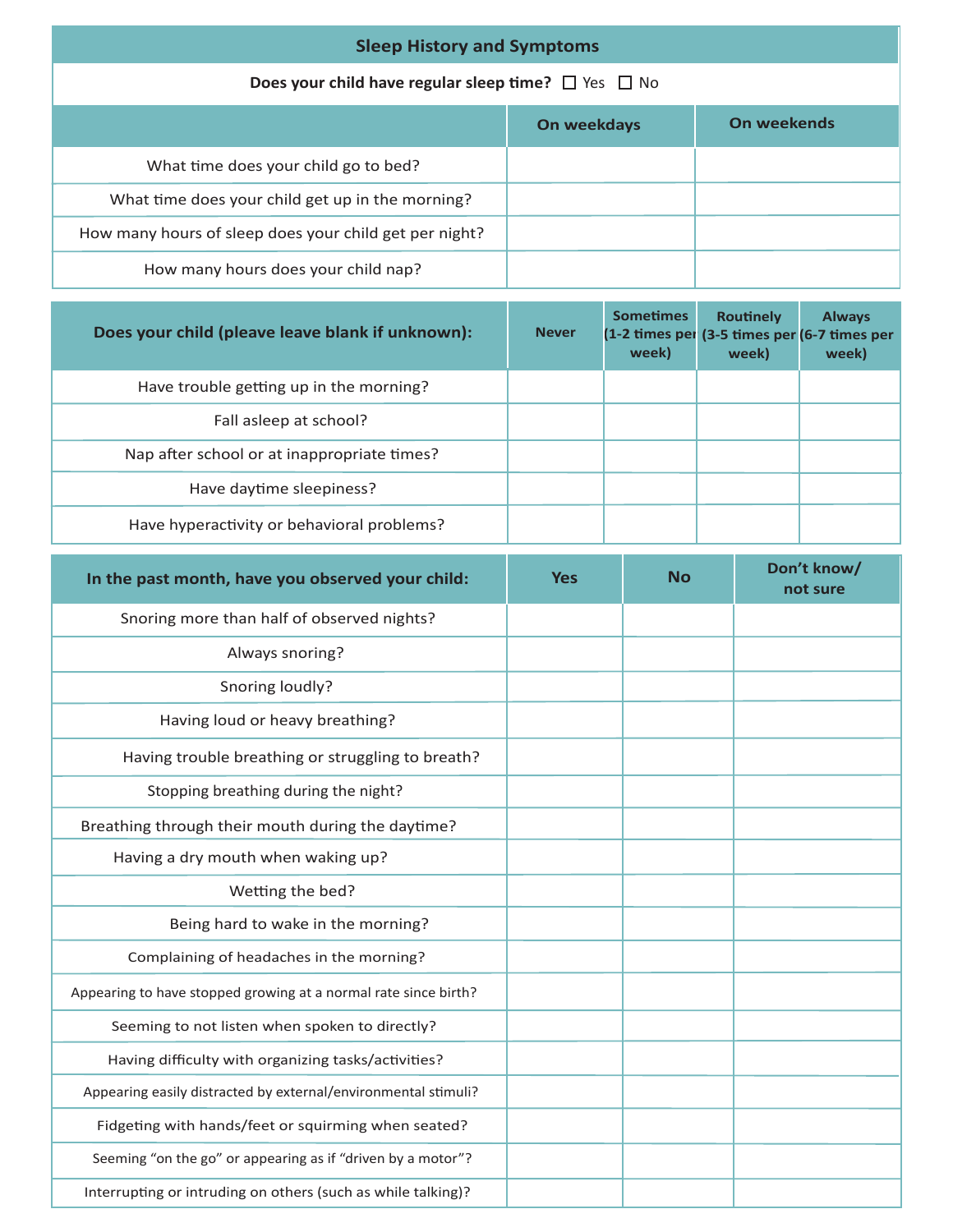## Sleep History and Symptoms

**Does your child have regular sleep time?** ☐ Yes ☐ No

| | On weekdays | On weekends |
|---|---|---|
| What time does your child go to bed? | | |
| What time does your child get up in the morning? | | |
| How many hours of sleep does your child get per night? | | |
| How many hours does your child nap? | | |

| Does your child (pleave leave blank if unknown): | Never | Sometimes (1-2 times per week) | Routinely (3-5 times per week) | Always (6-7 times per week) |
|---|---|---|---|---|
| Have trouble getting up in the morning? | | | | |
| Fall asleep at school? | | | | |
| Nap after school or at inappropriate times? | | | | |
| Have daytime sleepiness? | | | | |
| Have hyperactivity or behavioral problems? | | | | |

| In the past month, have you observed your child: | Yes | No | Don't know/ not sure |
|---|---|---|---|
| Snoring more than half of observed nights? | | | |
| Always snoring? | | | |
| Snoring loudly? | | | |
| Having loud or heavy breathing? | | | |
| Having trouble breathing or struggling to breath? | | | |
| Stopping breathing during the night? | | | |
| Breathing through their mouth during the daytime? | | | |
| Having a dry mouth when waking up? | | | |
| Wetting the bed? | | | |
| Being hard to wake in the morning? | | | |
| Complaining of headaches in the morning? | | | |
| Appearing to have stopped growing at a normal rate since birth? | | | |
| Seeming to not listen when spoken to directly? | | | |
| Having difficulty with organizing tasks/activities? | | | |
| Appearing easily distracted by external/environmental stimuli? | | | |
| Fidgeting with hands/feet or squirming when seated? | | | |
| Seeming "on the go" or appearing as if "driven by a motor"? | | | |
| Interrupting or intruding on others (such as while talking)? | | | |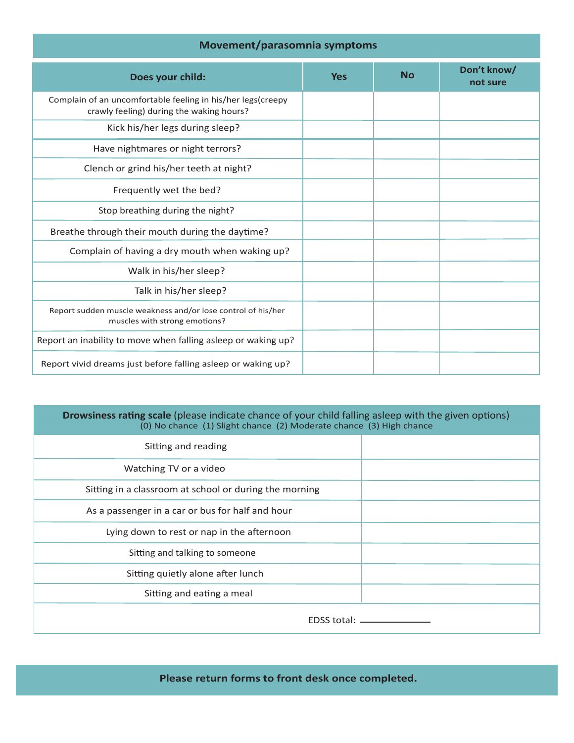## Movement/parasomnia symptoms

| Does your child: | Yes | No | Don't know/ not sure |
|---|---|---|---|
| Complain of an uncomfortable feeling in his/her legs(creepy crawly feeling) during the waking hours? | | | |
| Kick his/her legs during sleep? | | | |
| Have nightmares or night terrors? | | | |
| Clench or grind his/her teeth at night? | | | |
| Frequently wet the bed? | | | |
| Stop breathing during the night? | | | |
| Breathe through their mouth during the daytime? | | | |
| Complain of having a dry mouth when waking up? | | | |
| Walk in his/her sleep? | | | |
| Talk in his/her sleep? | | | |
| Report sudden muscle weakness and/or lose control of his/her muscles with strong emotions? | | | |
| Report an inability to move when falling asleep or waking up? | | | |
| Report vivid dreams just before falling asleep or waking up? | | | |

**Drowsiness rating scale** (please indicate chance of your child falling asleep with the given options)
(0) No chance (1) Slight chance (2) Moderate chance (3) High chance

| | |
|---|---|
| Sitting and reading | |
| Watching TV or a video | |
| Sitting in a classroom at school or during the morning | |
| As a passenger in a car or bus for half and hour | |
| Lying down to rest or nap in the afternoon | |
| Sitting and talking to someone | |
| Sitting quietly alone after lunch | |
| Sitting and eating a meal | |

EDSS total: ____________

**Please return forms to front desk once completed.**